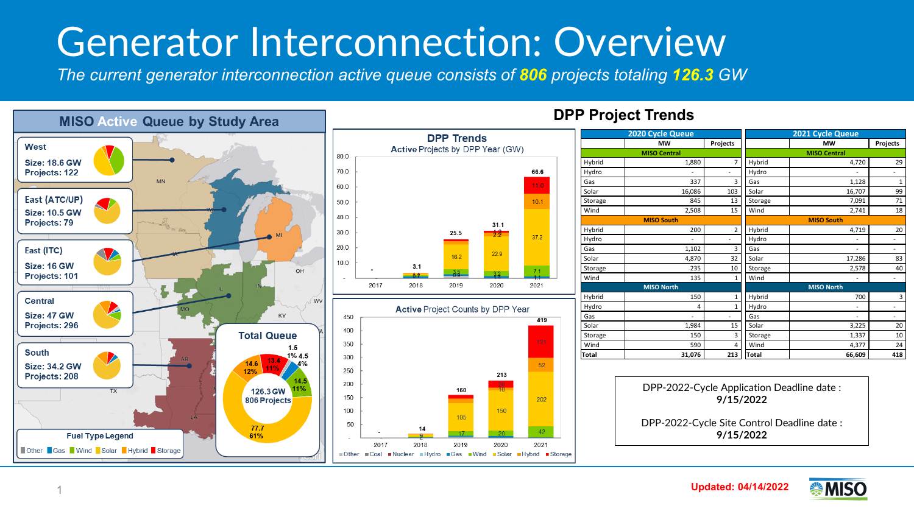# Generator Interconnection: Overview

*The current generator interconnection active queue consists of **806** projects totaling **126.3** GW*

## MISO Active Queue by Study Area

West
Size: 18.6 GW
Projects: 122

East (ATC/UP)
Size: 10.5 GW
Projects: 79

East (ITC)
Size: 16 GW
Projects: 101

Central
Size: 47 GW
Projects: 296

South
Size: 34.2 GW
Projects: 208

Fuel Type Legend
Other Gas Wind Solar Hybrid Storage

Total Queue
126.3 GW
806 Projects
1.5 1%
4.5 4%
14.5 11%
77.7 61%
14.6 12%
13.4 11%

## DPP Project Trends

DPP Trends
Active Projects by DPP Year (GW)
2017: -
2018: 3.1
2019: 25.5
2020: 31.1
2021: 66.6

Active Project Counts by DPP Year
2017: -
2018: 14
2019: 160
2020: 213
2021: 419

Other Coal Nuclear Hydro Gas Wind Solar Hybrid Storage

| 2020 Cycle Queue | | | 2021 Cycle Queue | | |
|---|---|---|---|---|---|
| | MW | Projects | | MW | Projects |
| **MISO Central** | | | **MISO Central** | | |
| Hybrid | 1,880 | 7 | Hybrid | 4,720 | 29 |
| Hydro | - | - | Hydro | - | - |
| Gas | 337 | 3 | Gas | 1,128 | 1 |
| Solar | 16,086 | 103 | Solar | 16,707 | 99 |
| Storage | 845 | 13 | Storage | 7,091 | 71 |
| Wind | 2,508 | 15 | Wind | 2,741 | 18 |
| **MISO South** | | | **MISO South** | | |
| Hybrid | 200 | 2 | Hybrid | 4,719 | 20 |
| Hydro | - | - | Hydro | - | - |
| Gas | 1,102 | 3 | Gas | - | - |
| Solar | 4,870 | 32 | Solar | 17,286 | 83 |
| Storage | 235 | 10 | Storage | 2,578 | 40 |
| Wind | 135 | 1 | Wind | - | - |
| **MISO North** | | | **MISO North** | | |
| Hybrid | 150 | 1 | Hybrid | 700 | 3 |
| Hydro | 4 | 1 | Hydro | - | - |
| Gas | - | - | Gas | - | - |
| Solar | 1,984 | 15 | Solar | 3,225 | 20 |
| Storage | 150 | 3 | Storage | 1,337 | 10 |
| Wind | 590 | 4 | Wind | 4,377 | 24 |
| **Total** | 31,076 | 213 | **Total** | 66,609 | 418 |

DPP-2022-Cycle Application Deadline date :
**9/15/2022**

DPP-2022-Cycle Site Control Deadline date :
**9/15/2022**

Updated: 04/14/2022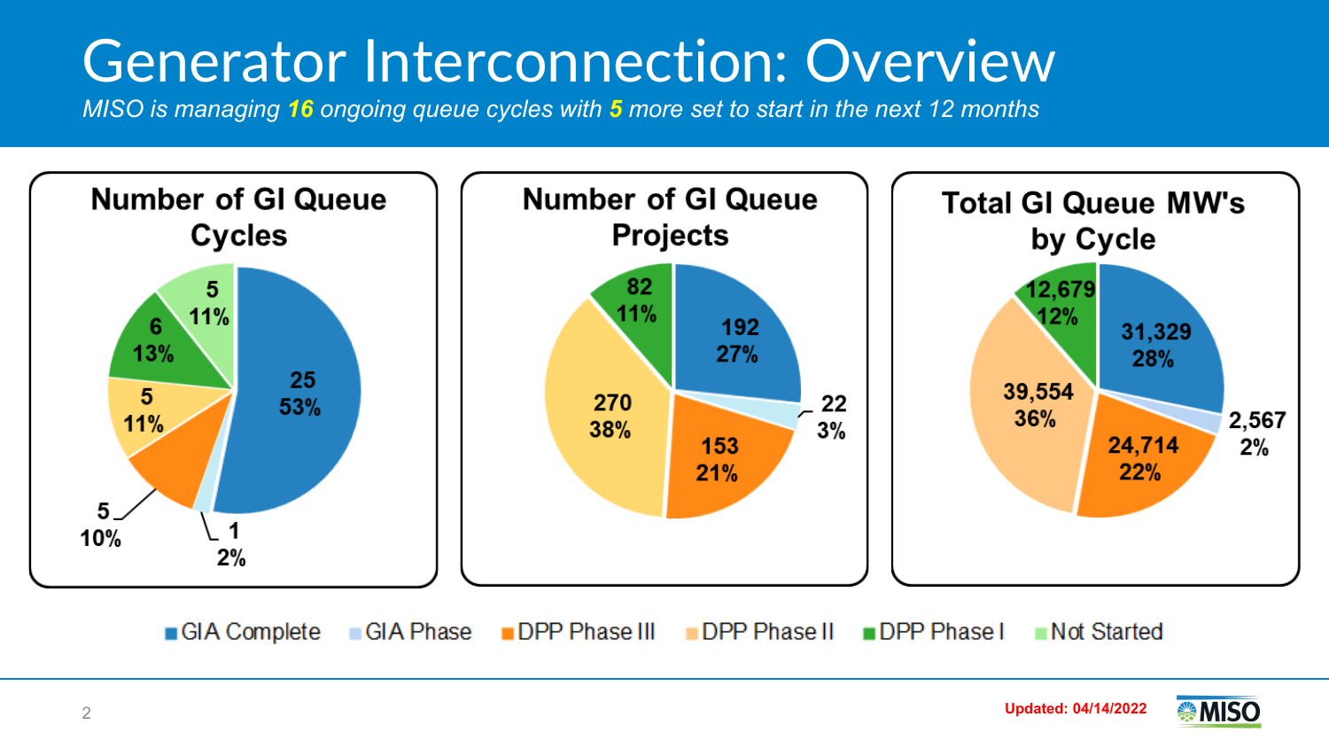# Generator Interconnection: Overview

*MISO is managing **16** ongoing queue cycles with **5** more set to start in the next 12 months*

**Number of GI Queue Cycles**

25
53%

1
2%

5
10%

5
11%

6
13%

5
11%

**Number of GI Queue Projects**

192
27%

22
3%

153
21%

270
38%

82
11%

**Total GI Queue MW's by Cycle**

31,329
28%

2,567
2%

24,714
22%

39,554
36%

12,679
12%

GIA Complete, GIA Phase, DPP Phase III, DPP Phase II, DPP Phase I, Not Started

Updated: 04/14/2022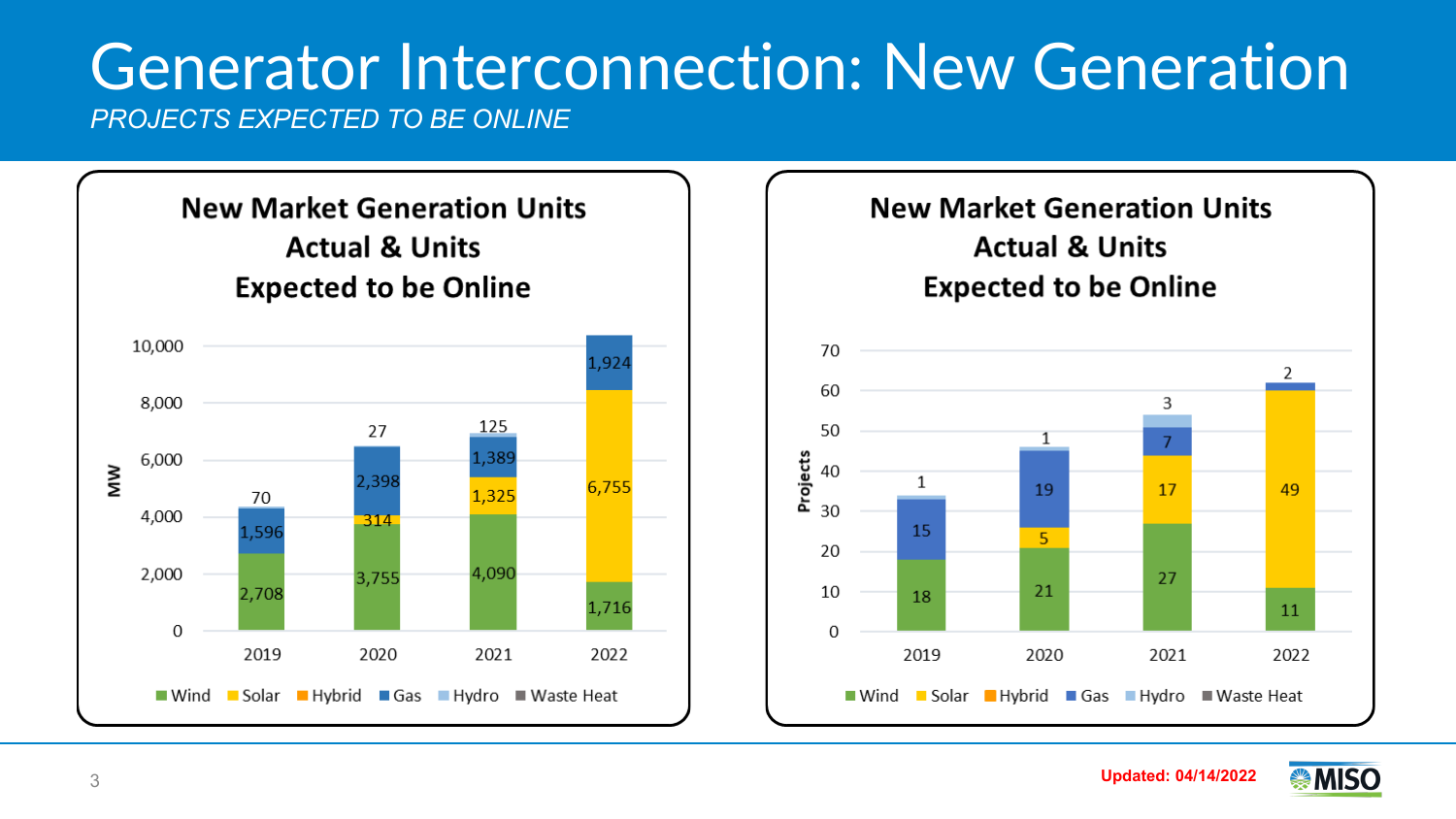# Generator Interconnection: New Generation

*PROJECTS EXPECTED TO BE ONLINE*

## New Market Generation Units Actual & Units Expected to be Online

| Year | Wind (MW) | Solar (MW) | Gas (MW) | Hydro (MW) |
|---|---|---|---|---|
| 2019 | 2,708 | | 1,596 | 70 |
| 2020 | 3,755 | 314 | 2,398 | 27 |
| 2021 | 4,090 | 1,325 | 1,389 | 125 |
| 2022 | 1,716 | 6,755 | 1,924 | |

Legend: Wind, Solar, Hybrid, Gas, Hydro, Waste Heat

## New Market Generation Units Actual & Units Expected to be Online

| Year | Wind (Projects) | Solar (Projects) | Gas (Projects) | Hydro (Projects) |
|---|---|---|---|---|
| 2019 | 18 | | 15 | 1 |
| 2020 | 21 | 5 | 19 | 1 |
| 2021 | 27 | 17 | 7 | 3 |
| 2022 | 11 | 49 | 2 | |

Legend: Wind, Solar, Hybrid, Gas, Hydro, Waste Heat

Updated: 04/14/2022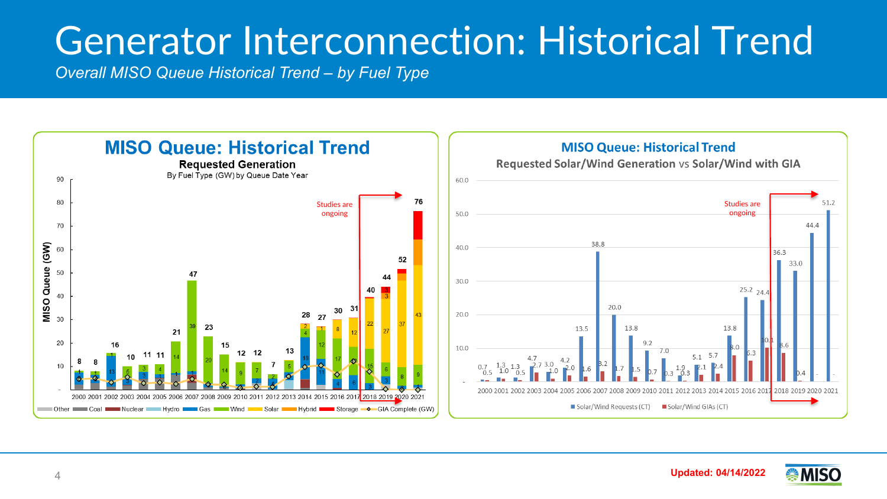# Generator Interconnection: Historical Trend

*Overall MISO Queue Historical Trend – by Fuel Type*

## MISO Queue: Historical Trend

**Requested Generation**

By Fuel Type (GW) by Queue Date Year

MISO Queue (GW)

90
80
70
60
50
40
30
20
10
-

2000 2001 2002 2003 2004 2005 2006 2007 2008 2009 2010 2011 2012 2013 2014 2015 2016 2017 2018 2019 2020 2021

8 8 16 10 11 11 21 47 23 15 12 12 7 13 28 27 30 31 40 44 52 76

Studies are ongoing

Other, Coal, Nuclear, Hydro, Gas, Wind, Solar, Hybrid, Storage, GIA Complete (GW)

## MISO Queue: Historical Trend

Requested Solar/Wind Generation vs Solar/Wind with GIA

60.0
50.0
40.0
30.0
20.0
10.0
-

2000 2001 2002 2003 2004 2005 2006 2007 2008 2009 2010 2011 2012 2013 2014 2015 2016 2017 2018 2019 2020 2021

0.7 0.5 1.3 1.0 1.3 0.5 4.7 2.7 3.0 1.0 4.2 2.0 13.5 1.6 38.8 3.2 20.0 1.7 13.8 1.5 9.2 0.7 7.0 0.3 1.9 0.3 5.1 2.1 5.7 2.4 13.8 8.0 25.2 6.3 24.4 10.1 36.3 8.6 33.0 0.4 44.4 - 51.2 -

Studies are ongoing

Solar/Wind Requests (CT) Solar/Wind GIAs (CT)

Updated: 04/14/2022